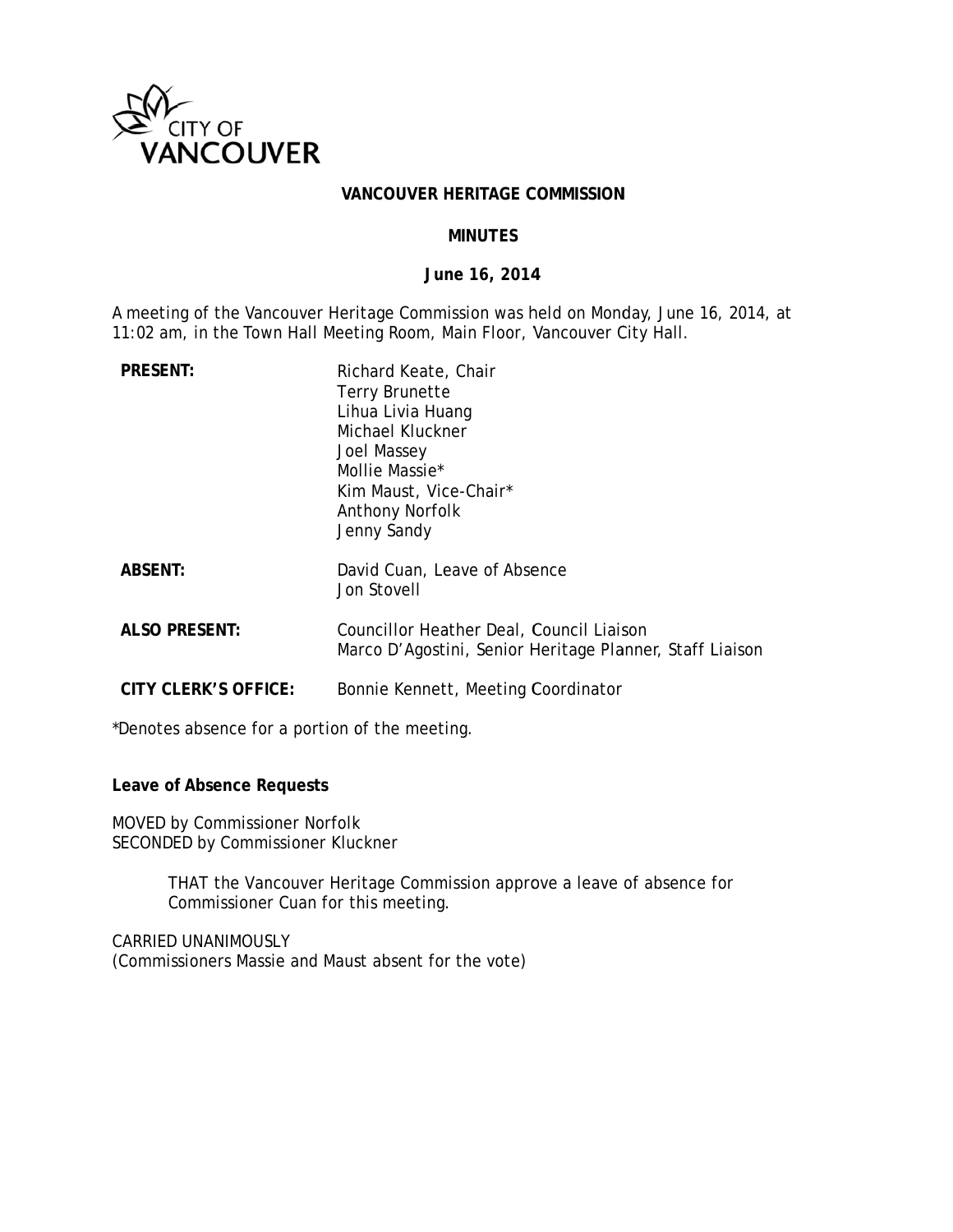CITY OF VANCOUVER

# VANCOUVER HERITAGE COMMISSION

## MINUTES

**June 16, 2014**

A meeting of the Vancouver Heritage Commission was held on Monday, June 16, 2014, at 11:02 am, in the Town Hall Meeting Room, Main Floor, Vancouver City Hall.

| | |
|---|---|
| **PRESENT:** | Richard Keate, Chair<br>Terry Brunette<br>Lihua Livia Huang<br>Michael Kluckner<br>Joel Massey<br>Mollie Massie*<br>Kim Maust, Vice-Chair*<br>Anthony Norfolk<br>Jenny Sandy |
| **ABSENT:** | David Cuan, Leave of Absence<br>Jon Stovell |
| **ALSO PRESENT:** | Councillor Heather Deal, Council Liaison<br>Marco D'Agostini, Senior Heritage Planner, Staff Liaison |
| **CITY CLERK'S OFFICE:** | Bonnie Kennett, Meeting Coordinator |

*Denotes absence for a portion of the meeting.

**Leave of Absence Requests**

MOVED by Commissioner Norfolk
SECONDED by Commissioner Kluckner

> THAT the Vancouver Heritage Commission approve a leave of absence for Commissioner Cuan for this meeting.

CARRIED UNANIMOUSLY
(Commissioners Massie and Maust absent for the vote)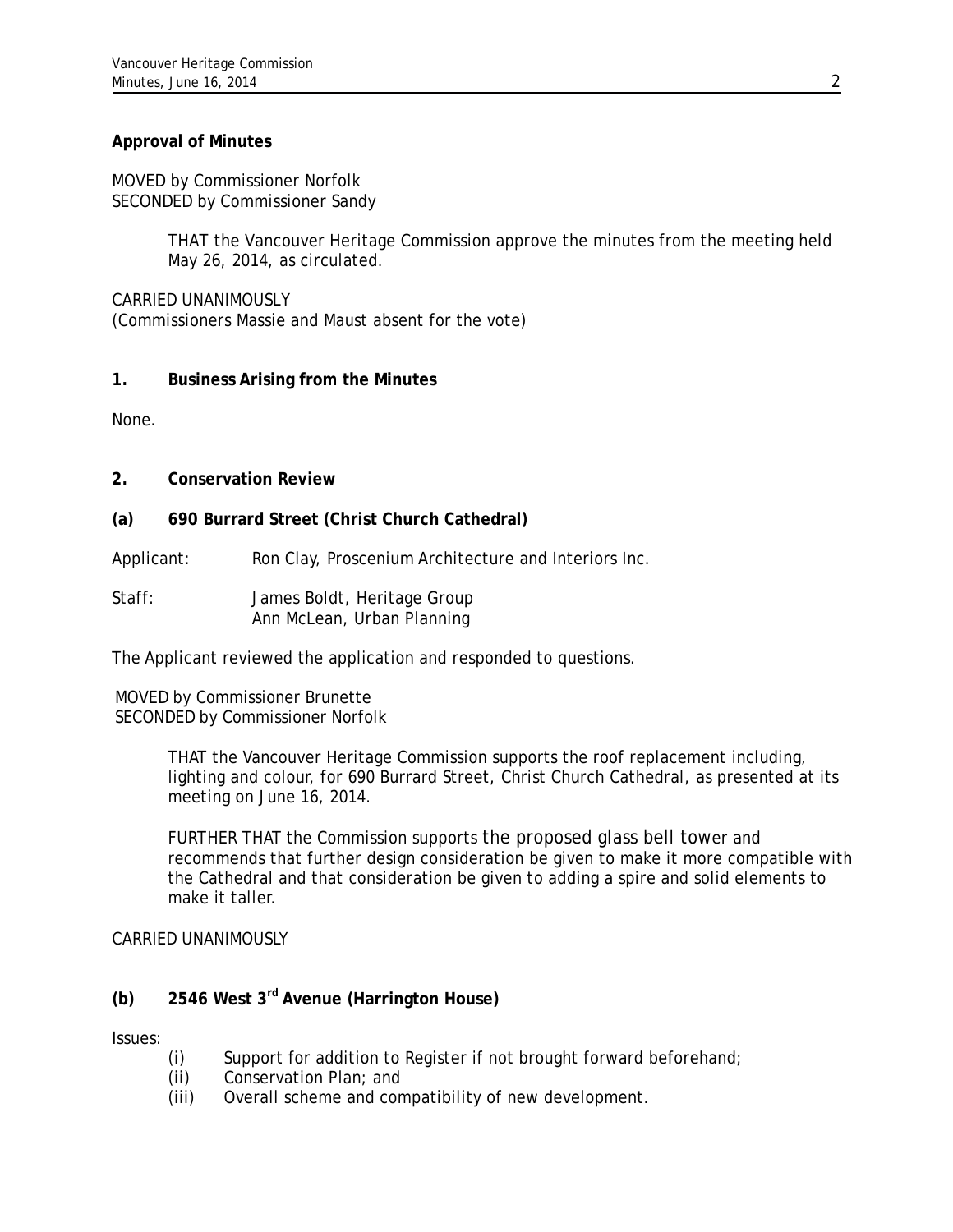**Approval of Minutes**

MOVED by Commissioner Norfolk
SECONDED by Commissioner Sandy

> THAT the Vancouver Heritage Commission approve the minutes from the meeting held May 26, 2014, as circulated.

CARRIED UNANIMOUSLY
(Commissioners Massie and Maust absent for the vote)

## 1. Business Arising from the Minutes

None.

## 2. Conservation Review

### (a) 690 Burrard Street (Christ Church Cathedral)

Applicant: Ron Clay, Proscenium Architecture and Interiors Inc.

Staff: James Boldt, Heritage Group
Ann McLean, Urban Planning

The Applicant reviewed the application and responded to questions.

MOVED by Commissioner Brunette
SECONDED by Commissioner Norfolk

> THAT the Vancouver Heritage Commission supports the roof replacement including, lighting and colour, for 690 Burrard Street, Christ Church Cathedral, as presented at its meeting on June 16, 2014.
>
> FURTHER THAT the Commission supports the proposed glass bell tower and recommends that further design consideration be given to make it more compatible with the Cathedral and that consideration be given to adding a spire and solid elements to make it taller.

CARRIED UNANIMOUSLY

### (b) 2546 West 3rd Avenue (Harrington House)

Issues:

(i) Support for addition to Register if not brought forward beforehand;
(ii) Conservation Plan; and
(iii) Overall scheme and compatibility of new development.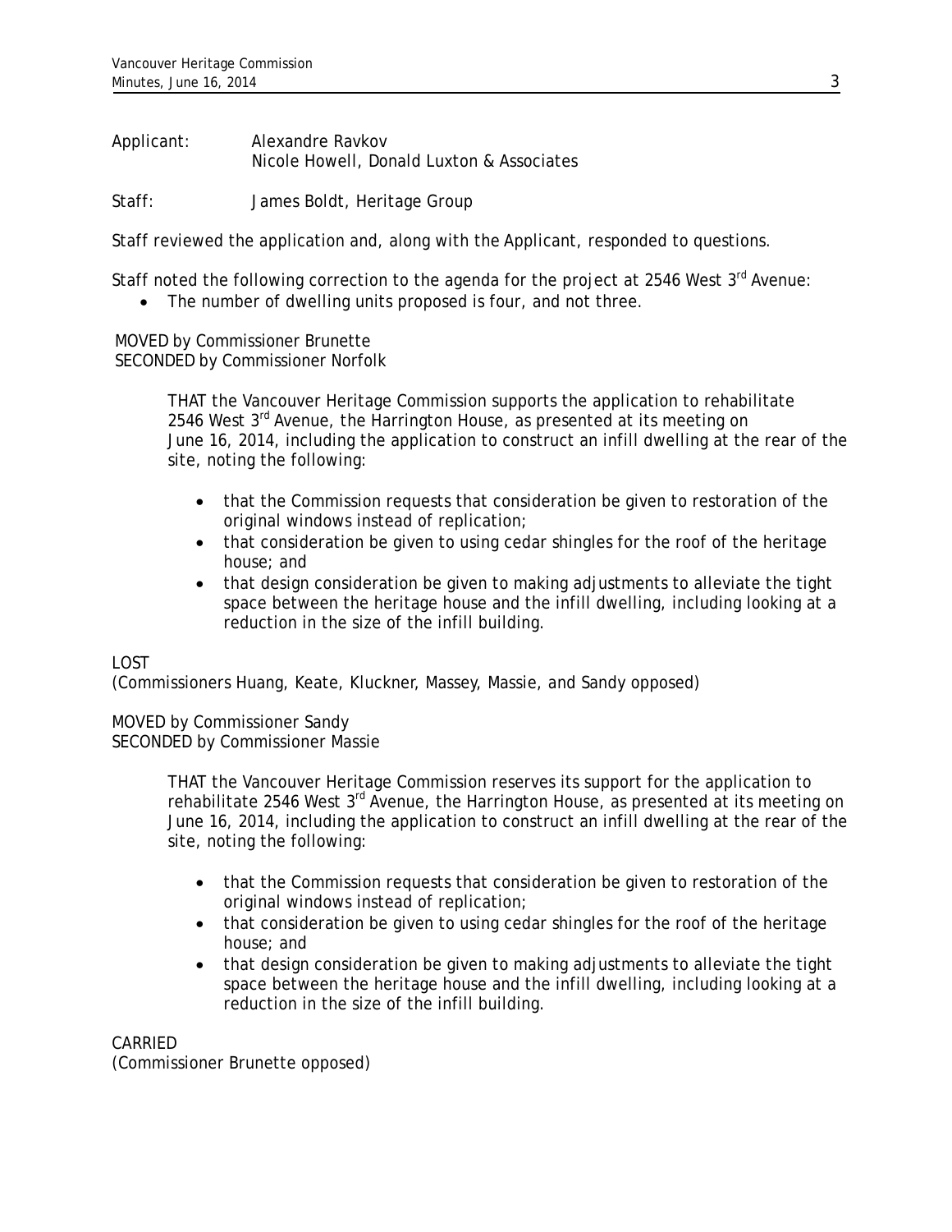Applicant: Alexandre Ravkov
Nicole Howell, Donald Luxton & Associates

Staff: James Boldt, Heritage Group

Staff reviewed the application and, along with the Applicant, responded to questions.

Staff noted the following correction to the agenda for the project at 2546 West 3rd Avenue:

- The number of dwelling units proposed is four, and not three.

MOVED by Commissioner Brunette
SECONDED by Commissioner Norfolk

> THAT the Vancouver Heritage Commission supports the application to rehabilitate 2546 West 3rd Avenue, the Harrington House, as presented at its meeting on June 16, 2014, including the application to construct an infill dwelling at the rear of the site, noting the following:
>
> - that the Commission requests that consideration be given to restoration of the original windows instead of replication;
> - that consideration be given to using cedar shingles for the roof of the heritage house; and
> - that design consideration be given to making adjustments to alleviate the tight space between the heritage house and the infill dwelling, including looking at a reduction in the size of the infill building.

LOST
(Commissioners Huang, Keate, Kluckner, Massey, Massie, and Sandy opposed)

MOVED by Commissioner Sandy
SECONDED by Commissioner Massie

> THAT the Vancouver Heritage Commission reserves its support for the application to rehabilitate 2546 West 3rd Avenue, the Harrington House, as presented at its meeting on June 16, 2014, including the application to construct an infill dwelling at the rear of the site, noting the following:
>
> - that the Commission requests that consideration be given to restoration of the original windows instead of replication;
> - that consideration be given to using cedar shingles for the roof of the heritage house; and
> - that design consideration be given to making adjustments to alleviate the tight space between the heritage house and the infill dwelling, including looking at a reduction in the size of the infill building.

CARRIED
(Commissioner Brunette opposed)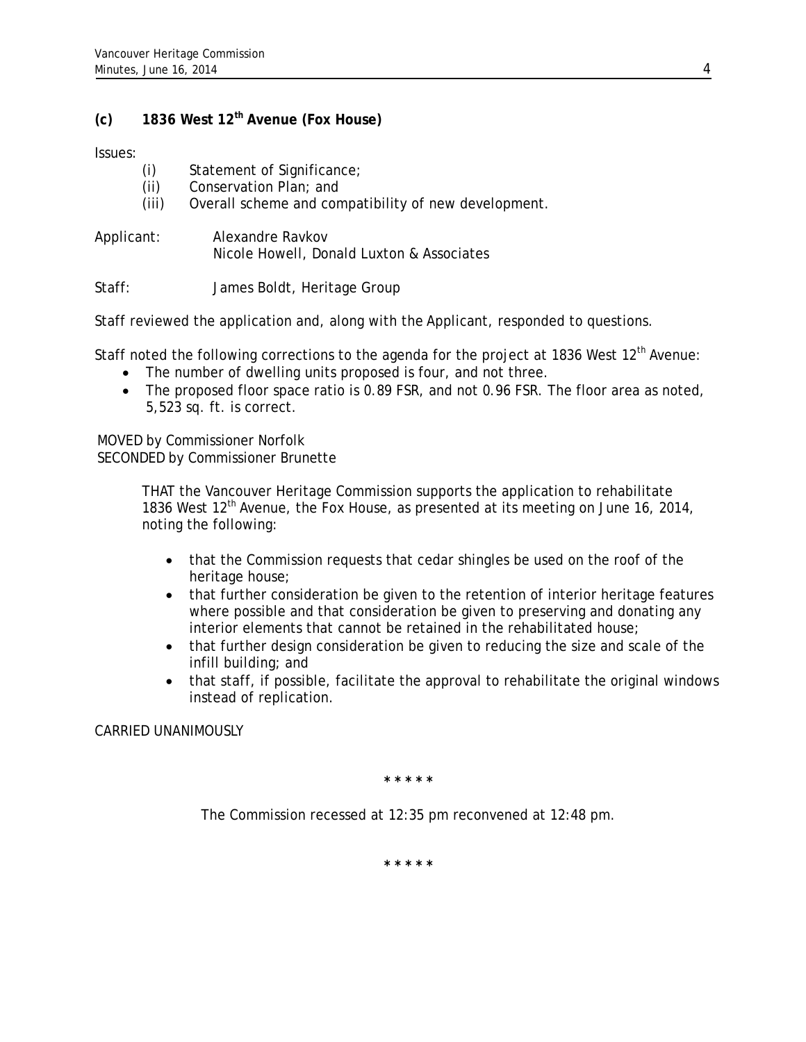### (c) 1836 West 12th Avenue (Fox House)

Issues:

(i) Statement of Significance;
(ii) Conservation Plan; and
(iii) Overall scheme and compatibility of new development.

Applicant: Alexandre Ravkov
Nicole Howell, Donald Luxton & Associates

Staff: James Boldt, Heritage Group

Staff reviewed the application and, along with the Applicant, responded to questions.

Staff noted the following corrections to the agenda for the project at 1836 West 12th Avenue:

- The number of dwelling units proposed is four, and not three.
- The proposed floor space ratio is 0.89 FSR, and not 0.96 FSR. The floor area as noted, 5,523 sq. ft. is correct.

MOVED by Commissioner Norfolk
SECONDED by Commissioner Brunette

> THAT the Vancouver Heritage Commission supports the application to rehabilitate 1836 West 12th Avenue, the Fox House, as presented at its meeting on June 16, 2014, noting the following:
>
> - that the Commission requests that cedar shingles be used on the roof of the heritage house;
> - that further consideration be given to the retention of interior heritage features where possible and that consideration be given to preserving and donating any interior elements that cannot be retained in the rehabilitated house;
> - that further design consideration be given to reducing the size and scale of the infill building; and
> - that staff, if possible, facilitate the approval to rehabilitate the original windows instead of replication.

CARRIED UNANIMOUSLY

\* \* \* \* \*

The Commission recessed at 12:35 pm reconvened at 12:48 pm.

\* \* \* \* \*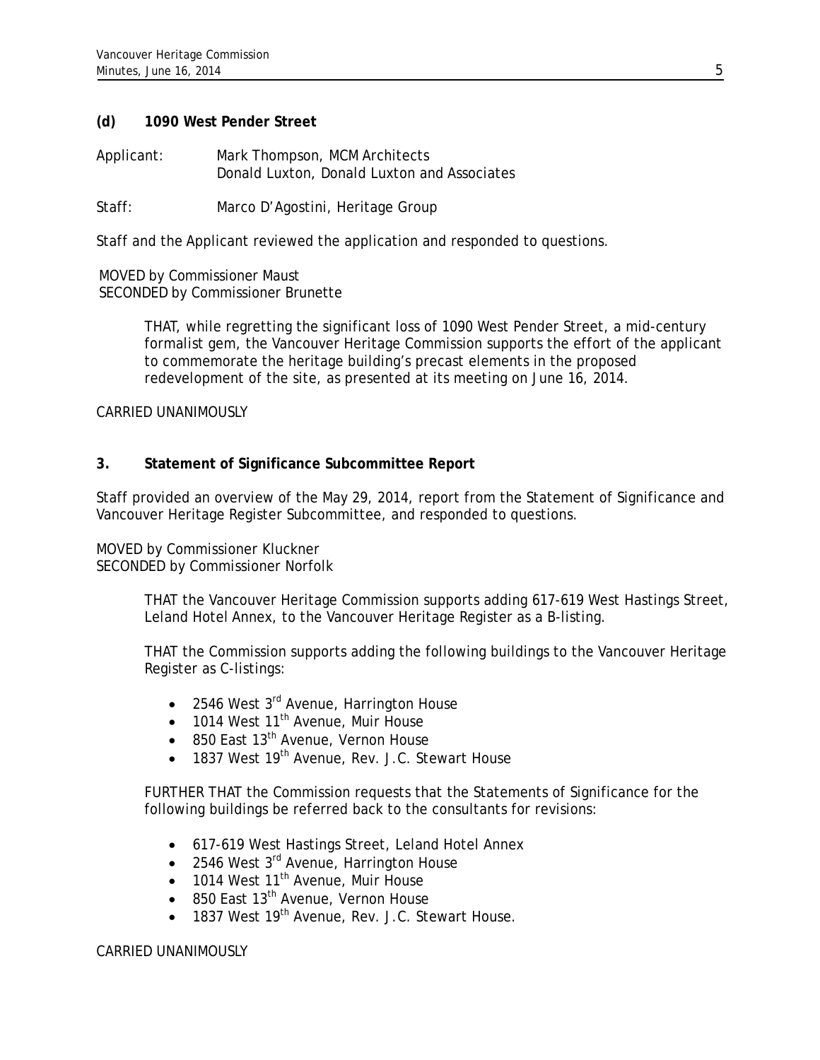**(d) 1090 West Pender Street**

Applicant: Mark Thompson, MCM Architects
Donald Luxton, Donald Luxton and Associates

Staff: Marco D'Agostini, Heritage Group

Staff and the Applicant reviewed the application and responded to questions.

MOVED by Commissioner Maust
SECONDED by Commissioner Brunette

> THAT, while regretting the significant loss of 1090 West Pender Street, a mid-century formalist gem, the Vancouver Heritage Commission supports the effort of the applicant to commemorate the heritage building's precast elements in the proposed redevelopment of the site, as presented at its meeting on June 16, 2014.

CARRIED UNANIMOUSLY

**3. Statement of Significance Subcommittee Report**

Staff provided an overview of the May 29, 2014, report from the Statement of Significance and Vancouver Heritage Register Subcommittee, and responded to questions.

MOVED by Commissioner Kluckner
SECONDED by Commissioner Norfolk

> THAT the Vancouver Heritage Commission supports adding 617-619 West Hastings Street, Leland Hotel Annex, to the Vancouver Heritage Register as a B-listing.
>
> THAT the Commission supports adding the following buildings to the Vancouver Heritage Register as C-listings:
>
> - 2546 West 3rd Avenue, Harrington House
> - 1014 West 11th Avenue, Muir House
> - 850 East 13th Avenue, Vernon House
> - 1837 West 19th Avenue, Rev. J.C. Stewart House
>
> FURTHER THAT the Commission requests that the Statements of Significance for the following buildings be referred back to the consultants for revisions:
>
> - 617-619 West Hastings Street, Leland Hotel Annex
> - 2546 West 3rd Avenue, Harrington House
> - 1014 West 11th Avenue, Muir House
> - 850 East 13th Avenue, Vernon House
> - 1837 West 19th Avenue, Rev. J.C. Stewart House.

CARRIED UNANIMOUSLY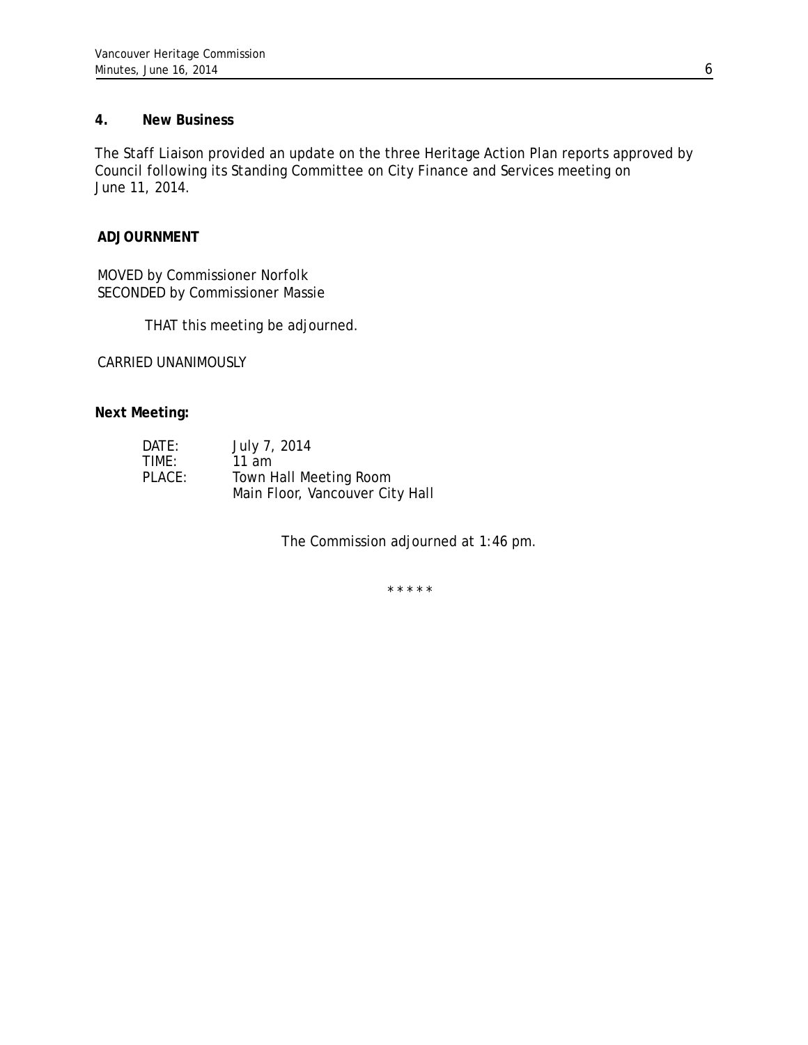## 4. New Business

The Staff Liaison provided an update on the three Heritage Action Plan reports approved by Council following its Standing Committee on City Finance and Services meeting on June 11, 2014.

**ADJOURNMENT**

MOVED by Commissioner Norfolk
SECONDED by Commissioner Massie

THAT this meeting be adjourned.

CARRIED UNANIMOUSLY

**Next Meeting:**

| | |
|---|---|
| DATE: | July 7, 2014 |
| TIME: | 11 am |
| PLACE: | Town Hall Meeting Room<br>Main Floor, Vancouver City Hall |

The Commission adjourned at 1:46 pm.

* * * * *